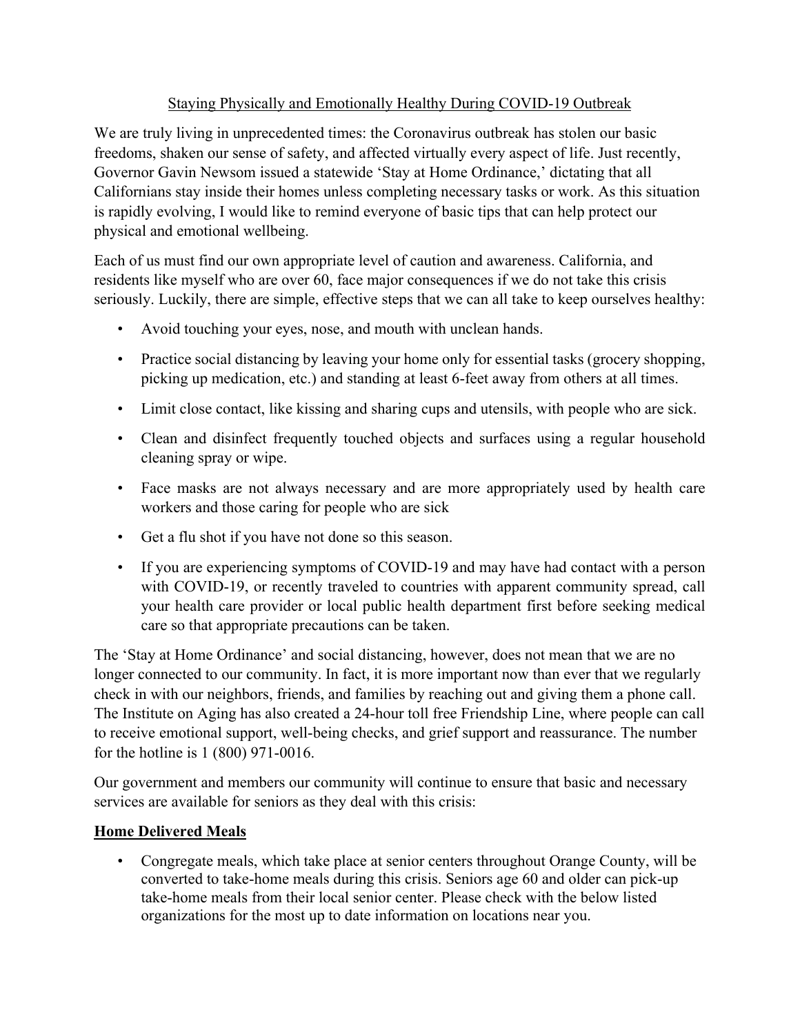Staying Physically and Emotionally Healthy During COVID-19 Outbreak

We are truly living in unprecedented times: the Coronavirus outbreak has stolen our basic freedoms, shaken our sense of safety, and affected virtually every aspect of life. Just recently, Governor Gavin Newsom issued a statewide 'Stay at Home Ordinance,' dictating that all Californians stay inside their homes unless completing necessary tasks or work. As this situation is rapidly evolving, I would like to remind everyone of basic tips that can help protect our physical and emotional wellbeing.

Each of us must find our own appropriate level of caution and awareness. California, and residents like myself who are over 60, face major consequences if we do not take this crisis seriously. Luckily, there are simple, effective steps that we can all take to keep ourselves healthy:

- Avoid touching your eyes, nose, and mouth with unclean hands.
- Practice social distancing by leaving your home only for essential tasks (grocery shopping, picking up medication, etc.) and standing at least 6-feet away from others at all times.
- Limit close contact, like kissing and sharing cups and utensils, with people who are sick.
- Clean and disinfect frequently touched objects and surfaces using a regular household cleaning spray or wipe.
- Face masks are not always necessary and are more appropriately used by health care workers and those caring for people who are sick
- Get a flu shot if you have not done so this season.
- If you are experiencing symptoms of COVID-19 and may have had contact with a person with COVID-19, or recently traveled to countries with apparent community spread, call your health care provider or local public health department first before seeking medical care so that appropriate precautions can be taken.

The 'Stay at Home Ordinance' and social distancing, however, does not mean that we are no longer connected to our community. In fact, it is more important now than ever that we regularly check in with our neighbors, friends, and families by reaching out and giving them a phone call. The Institute on Aging has also created a 24-hour toll free Friendship Line, where people can call to receive emotional support, well-being checks, and grief support and reassurance. The number for the hotline is 1 (800) 971-0016.

Our government and members our community will continue to ensure that basic and necessary services are available for seniors as they deal with this crisis:

**Home Delivered Meals**

- Congregate meals, which take place at senior centers throughout Orange County, will be converted to take-home meals during this crisis. Seniors age 60 and older can pick-up take-home meals from their local senior center. Please check with the below listed organizations for the most up to date information on locations near you.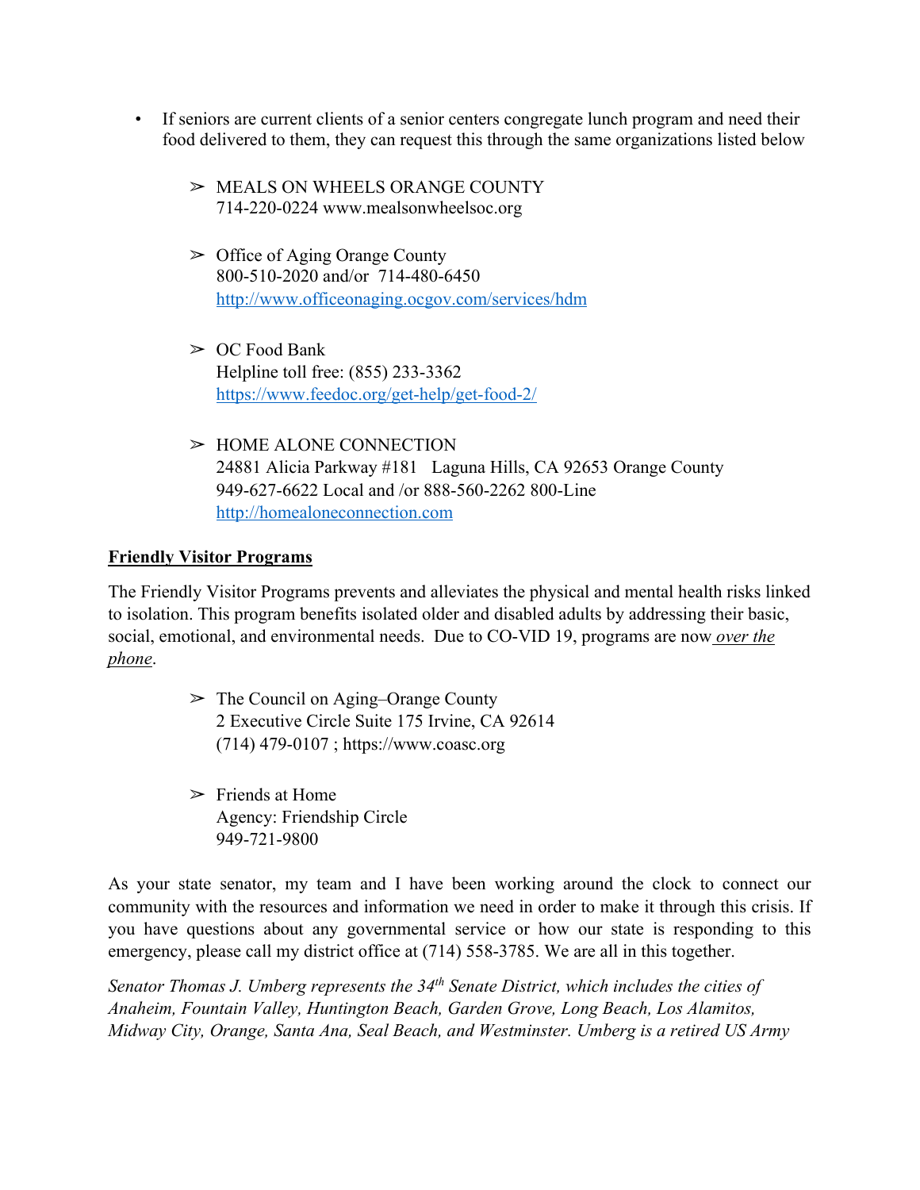- If seniors are current clients of a senior centers congregate lunch program and need their food delivered to them, they can request this through the same organizations listed below

    - MEALS ON WHEELS ORANGE COUNTY
      714-220-0224 www.mealsonwheelsoc.org

    - Office of Aging Orange County
      800-510-2020 and/or 714-480-6450
      http://www.officeonaging.ocgov.com/services/hdm

    - OC Food Bank
      Helpline toll free: (855) 233-3362
      https://www.feedoc.org/get-help/get-food-2/

    - HOME ALONE CONNECTION
      24881 Alicia Parkway #181 Laguna Hills, CA 92653 Orange County
      949-627-6622 Local and /or 888-560-2262 800-Line
      http://homealoneconnection.com

**Friendly Visitor Programs**

The Friendly Visitor Programs prevents and alleviates the physical and mental health risks linked to isolation. This program benefits isolated older and disabled adults by addressing their basic, social, emotional, and environmental needs. Due to CO-VID 19, programs are now *over the phone*.

- The Council on Aging–Orange County
  2 Executive Circle Suite 175 Irvine, CA 92614
  (714) 479-0107 ; https://www.coasc.org

- Friends at Home
  Agency: Friendship Circle
  949-721-9800

As your state senator, my team and I have been working around the clock to connect our community with the resources and information we need in order to make it through this crisis. If you have questions about any governmental service or how our state is responding to this emergency, please call my district office at (714) 558-3785. We are all in this together.

*Senator Thomas J. Umberg represents the 34th Senate District, which includes the cities of Anaheim, Fountain Valley, Huntington Beach, Garden Grove, Long Beach, Los Alamitos, Midway City, Orange, Santa Ana, Seal Beach, and Westminster. Umberg is a retired US Army*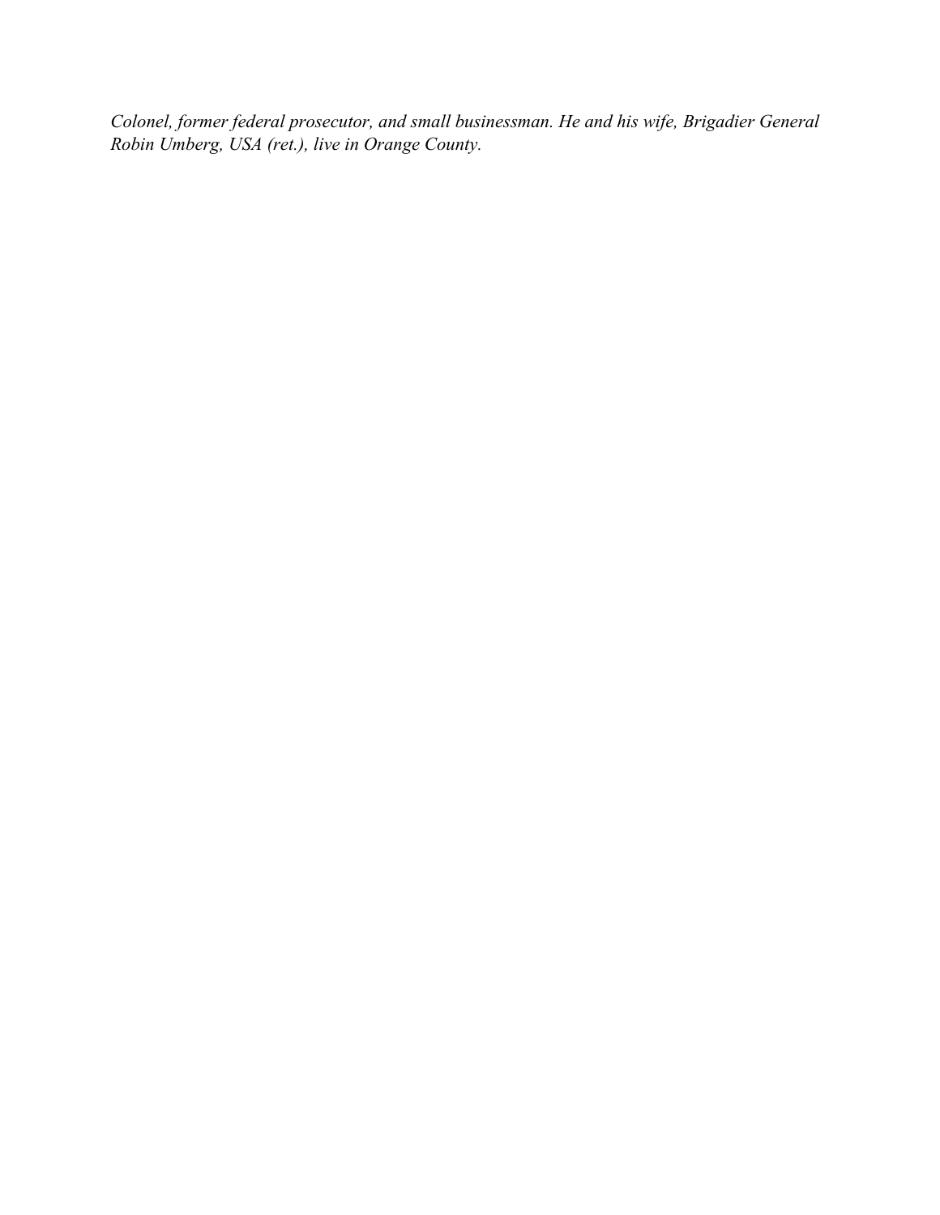*Colonel, former federal prosecutor, and small businessman. He and his wife, Brigadier General Robin Umberg, USA (ret.), live in Orange County.*